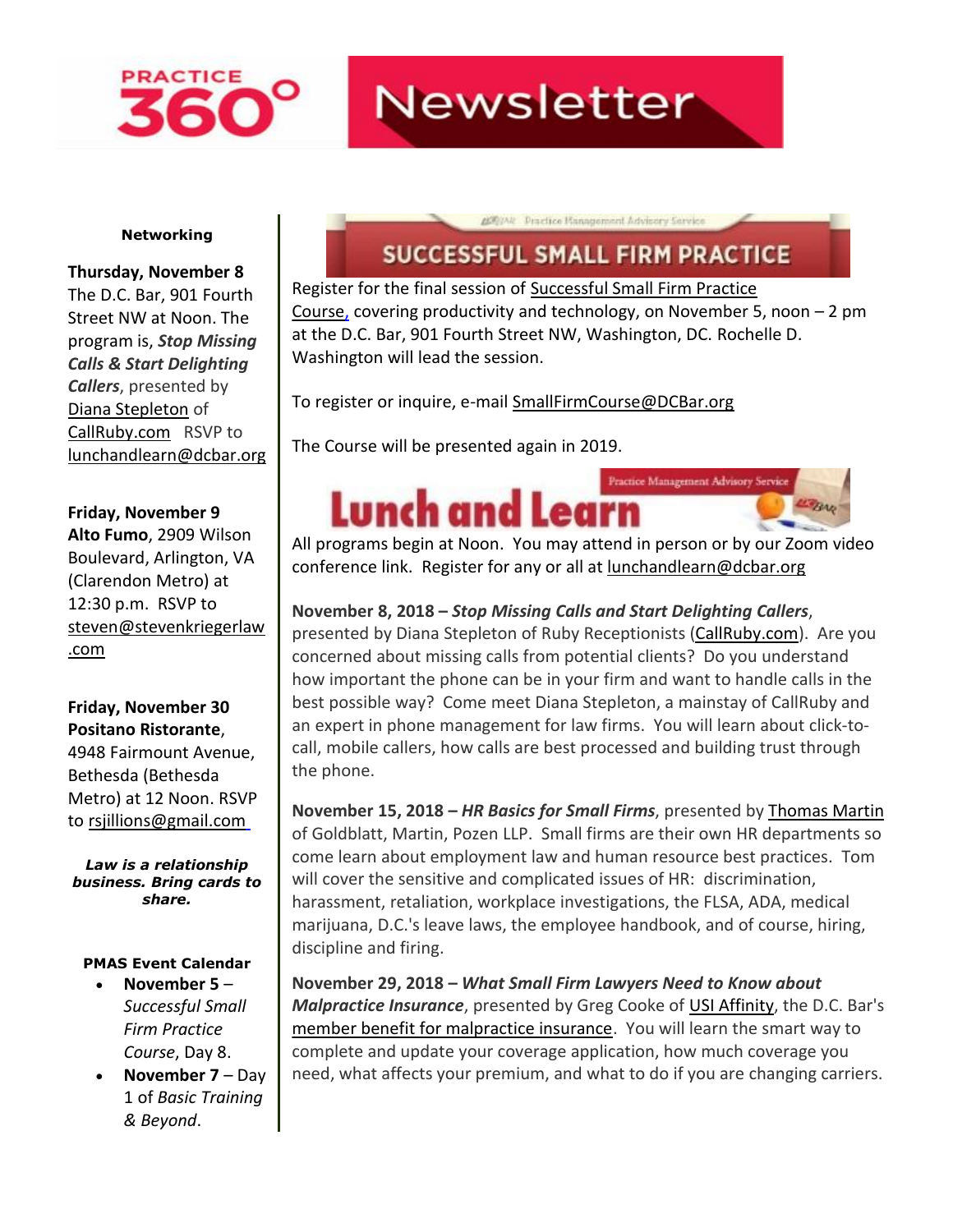# PRACTICE 360° Newsletter

## Networking

**Thursday, November 8**
The D.C. Bar, 901 Fourth Street NW at Noon. The program is, ***Stop Missing Calls & Start Delighting Callers***, presented by Diana Stepleton of CallRuby.com RSVP to lunchandlearn@dcbar.org

**Friday, November 9**
**Alto Fumo**, 2909 Wilson Boulevard, Arlington, VA (Clarendon Metro) at 12:30 p.m. RSVP to steven@stevenkriegerlaw.com

**Friday, November 30**
**Positano Ristorante**, 4948 Fairmount Avenue, Bethesda (Bethesda Metro) at 12 Noon. RSVP to rsjillions@gmail.com

***Law is a relationship business. Bring cards to share.***

## PMAS Event Calendar

- **November 5** – *Successful Small Firm Practice Course*, Day 8.
- **November 7** – Day 1 of *Basic Training & Beyond*.

## SUCCESSFUL SMALL FIRM PRACTICE

Register for the final session of Successful Small Firm Practice Course, covering productivity and technology, on November 5, noon – 2 pm at the D.C. Bar, 901 Fourth Street NW, Washington, DC. Rochelle D. Washington will lead the session.

To register or inquire, e-mail SmallFirmCourse@DCBar.org

The Course will be presented again in 2019.

## Lunch and Learn

All programs begin at Noon. You may attend in person or by our Zoom video conference link. Register for any or all at lunchandlearn@dcbar.org

**November 8, 2018 – *Stop Missing Calls and Start Delighting Callers***, presented by Diana Stepleton of Ruby Receptionists (CallRuby.com). Are you concerned about missing calls from potential clients? Do you understand how important the phone can be in your firm and want to handle calls in the best possible way? Come meet Diana Stepleton, a mainstay of CallRuby and an expert in phone management for law firms. You will learn about click-to-call, mobile callers, how calls are best processed and building trust through the phone.

**November 15, 2018 – *HR Basics for Small Firms***, presented by Thomas Martin of Goldblatt, Martin, Pozen LLP. Small firms are their own HR departments so come learn about employment law and human resource best practices. Tom will cover the sensitive and complicated issues of HR: discrimination, harassment, retaliation, workplace investigations, the FLSA, ADA, medical marijuana, D.C.'s leave laws, the employee handbook, and of course, hiring, discipline and firing.

**November 29, 2018 – *What Small Firm Lawyers Need to Know about Malpractice Insurance***, presented by Greg Cooke of USI Affinity, the D.C. Bar's member benefit for malpractice insurance. You will learn the smart way to complete and update your coverage application, how much coverage you need, what affects your premium, and what to do if you are changing carriers.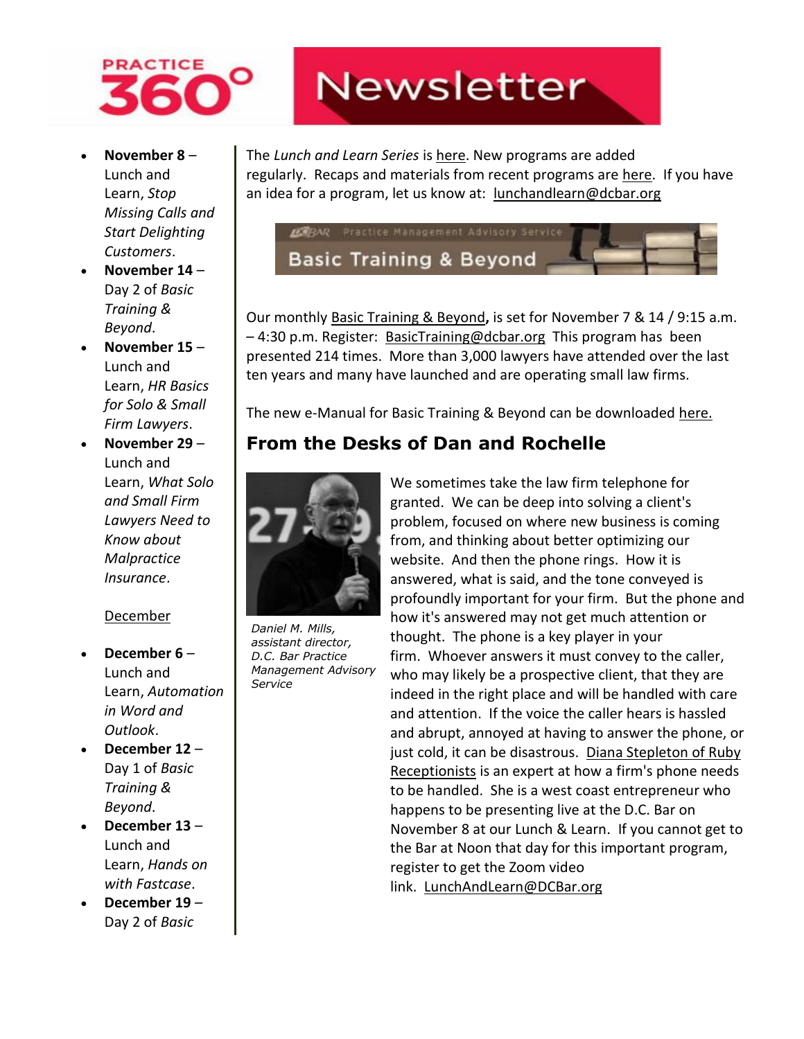# Practice 360° Newsletter

- **November 8** – Lunch and Learn, *Stop Missing Calls and Start Delighting Customers*.
- **November 14** – Day 2 of *Basic Training & Beyond*.
- **November 15** – Lunch and Learn, *HR Basics for Solo & Small Firm Lawyers*.
- **November 29** – Lunch and Learn, *What Solo and Small Firm Lawyers Need to Know about Malpractice Insurance*.

December

- **December 6** – Lunch and Learn, *Automation in Word and Outlook*.
- **December 12** – Day 1 of *Basic Training & Beyond*.
- **December 13** – Lunch and Learn, *Hands on with Fastcase*.
- **December 19** – Day 2 of *Basic*

The *Lunch and Learn Series* is here. New programs are added regularly. Recaps and materials from recent programs are here. If you have an idea for a program, let us know at: lunchandlearn@dcbar.org

DCBAR Practice Management Advisory Service

**Basic Training & Beyond**

Our monthly Basic Training & Beyond**,** is set for November 7 & 14 / 9:15 a.m. – 4:30 p.m. Register: BasicTraining@dcbar.org This program has been presented 214 times. More than 3,000 lawyers have attended over the last ten years and many have launched and are operating small law firms.

The new e-Manual for Basic Training & Beyond can be downloaded here.

## From the Desks of Dan and Rochelle

*Daniel M. Mills, assistant director, D.C. Bar Practice Management Advisory Service*

We sometimes take the law firm telephone for granted. We can be deep into solving a client's problem, focused on where new business is coming from, and thinking about better optimizing our website. And then the phone rings. How it is answered, what is said, and the tone conveyed is profoundly important for your firm. But the phone and how it's answered may not get much attention or thought. The phone is a key player in your firm. Whoever answers it must convey to the caller, who may likely be a prospective client, that they are indeed in the right place and will be handled with care and attention. If the voice the caller hears is hassled and abrupt, annoyed at having to answer the phone, or just cold, it can be disastrous. Diana Stepleton of Ruby Receptionists is an expert at how a firm's phone needs to be handled. She is a west coast entrepreneur who happens to be presenting live at the D.C. Bar on November 8 at our Lunch & Learn. If you cannot get to the Bar at Noon that day for this important program, register to get the Zoom video link. LunchAndLearn@DCBar.org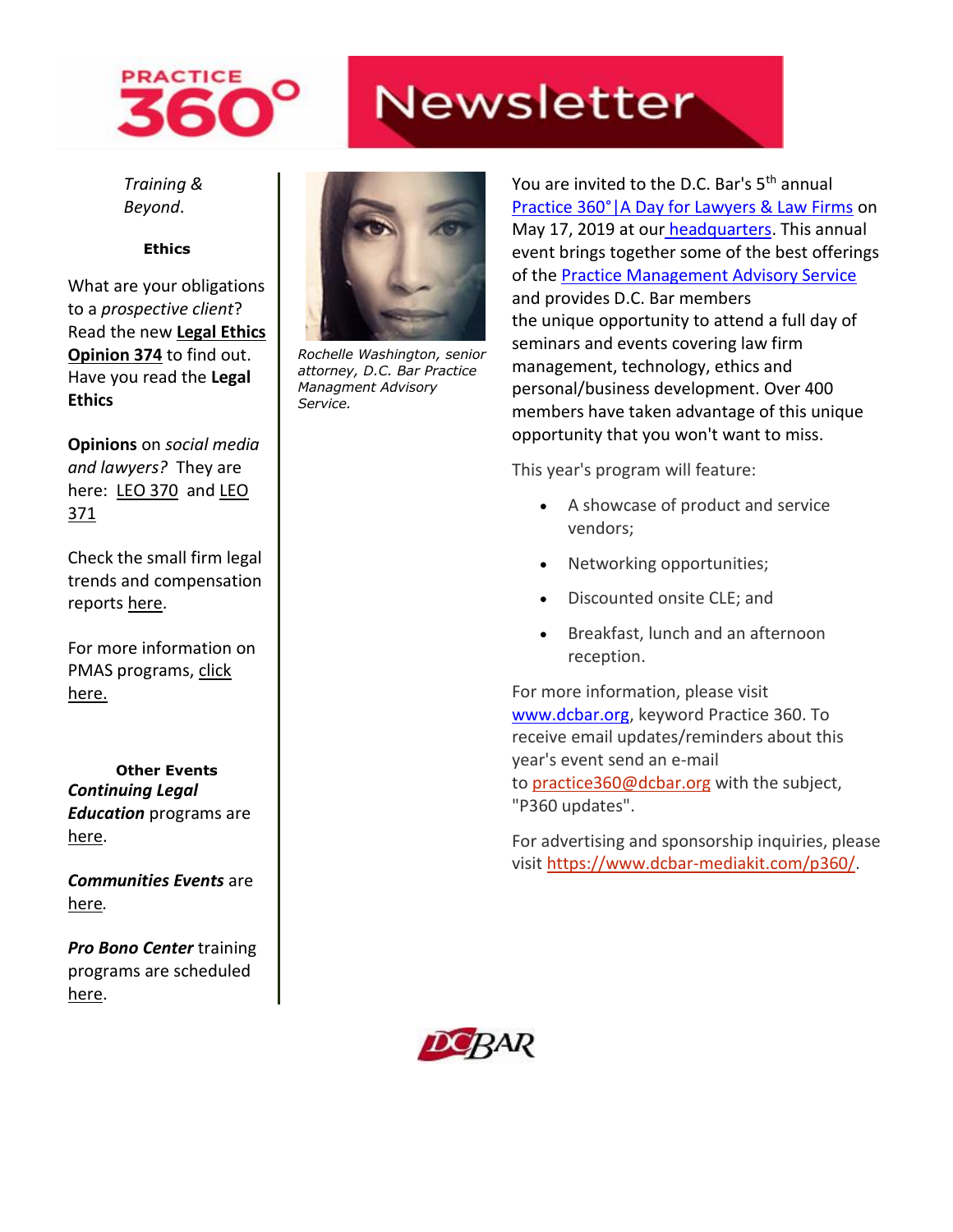# PRACTICE 360° Newsletter

*Training & Beyond*.

**Ethics**

What are your obligations to a *prospective client*? Read the new **Legal Ethics Opinion 374** to find out. Have you read the **Legal Ethics Opinions** on *social media and lawyers?* They are here: LEO 370 and LEO 371

Check the small firm legal trends and compensation reports here.

For more information on PMAS programs, click here.

**Other Events**

***Continuing Legal Education*** programs are here.

***Communities Events*** are here.

***Pro Bono Center*** training programs are scheduled here.

*Rochelle Washington, senior attorney, D.C. Bar Practice Managment Advisory Service.*

You are invited to the D.C. Bar's 5th annual Practice 360°|A Day for Lawyers & Law Firms on May 17, 2019 at our headquarters. This annual event brings together some of the best offerings of the Practice Management Advisory Service and provides D.C. Bar members the unique opportunity to attend a full day of seminars and events covering law firm management, technology, ethics and personal/business development. Over 400 members have taken advantage of this unique opportunity that you won't want to miss.

This year's program will feature:

- A showcase of product and service vendors;
- Networking opportunities;
- Discounted onsite CLE; and
- Breakfast, lunch and an afternoon reception.

For more information, please visit www.dcbar.org, keyword Practice 360. To receive email updates/reminders about this year's event send an e-mail to practice360@dcbar.org with the subject, "P360 updates".

For advertising and sponsorship inquiries, please visit https://www.dcbar-mediakit.com/p360/.

DCBAR